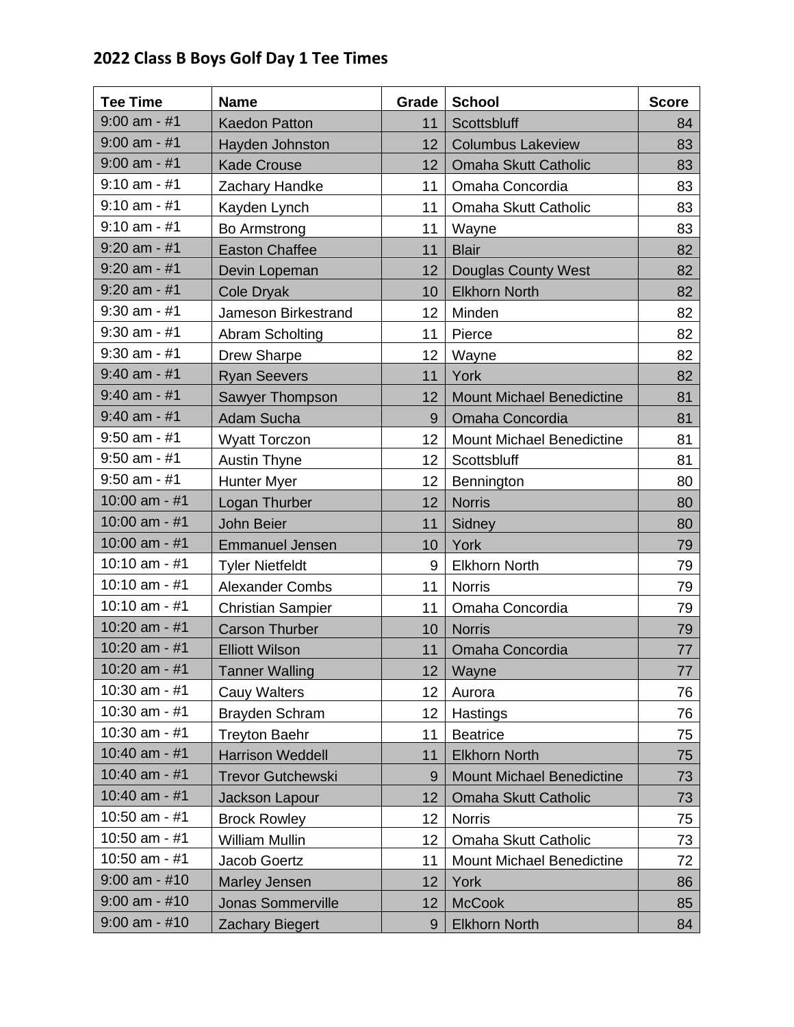## 2022 Class B Boys Golf Day 1 Tee Times

| Tee Time | Name | Grade | School | Score |
|---|---|---|---|---|
| 9:00 am - #1 | Kaedon Patton | 11 | Scottsbluff | 84 |
| 9:00 am - #1 | Hayden Johnston | 12 | Columbus Lakeview | 83 |
| 9:00 am - #1 | Kade Crouse | 12 | Omaha Skutt Catholic | 83 |
| 9:10 am - #1 | Zachary Handke | 11 | Omaha Concordia | 83 |
| 9:10 am - #1 | Kayden Lynch | 11 | Omaha Skutt Catholic | 83 |
| 9:10 am - #1 | Bo Armstrong | 11 | Wayne | 83 |
| 9:20 am - #1 | Easton Chaffee | 11 | Blair | 82 |
| 9:20 am - #1 | Devin Lopeman | 12 | Douglas County West | 82 |
| 9:20 am - #1 | Cole Dryak | 10 | Elkhorn North | 82 |
| 9:30 am - #1 | Jameson Birkestrand | 12 | Minden | 82 |
| 9:30 am - #1 | Abram Scholting | 11 | Pierce | 82 |
| 9:30 am - #1 | Drew Sharpe | 12 | Wayne | 82 |
| 9:40 am - #1 | Ryan Seevers | 11 | York | 82 |
| 9:40 am - #1 | Sawyer Thompson | 12 | Mount Michael Benedictine | 81 |
| 9:40 am - #1 | Adam Sucha | 9 | Omaha Concordia | 81 |
| 9:50 am - #1 | Wyatt Torczon | 12 | Mount Michael Benedictine | 81 |
| 9:50 am - #1 | Austin Thyne | 12 | Scottsbluff | 81 |
| 9:50 am - #1 | Hunter Myer | 12 | Bennington | 80 |
| 10:00 am - #1 | Logan Thurber | 12 | Norris | 80 |
| 10:00 am - #1 | John Beier | 11 | Sidney | 80 |
| 10:00 am - #1 | Emmanuel Jensen | 10 | York | 79 |
| 10:10 am - #1 | Tyler Nietfeldt | 9 | Elkhorn North | 79 |
| 10:10 am - #1 | Alexander Combs | 11 | Norris | 79 |
| 10:10 am - #1 | Christian Sampier | 11 | Omaha Concordia | 79 |
| 10:20 am - #1 | Carson Thurber | 10 | Norris | 79 |
| 10:20 am - #1 | Elliott Wilson | 11 | Omaha Concordia | 77 |
| 10:20 am - #1 | Tanner Walling | 12 | Wayne | 77 |
| 10:30 am - #1 | Cauy Walters | 12 | Aurora | 76 |
| 10:30 am - #1 | Brayden Schram | 12 | Hastings | 76 |
| 10:30 am - #1 | Treyton Baehr | 11 | Beatrice | 75 |
| 10:40 am - #1 | Harrison Weddell | 11 | Elkhorn North | 75 |
| 10:40 am - #1 | Trevor Gutchewski | 9 | Mount Michael Benedictine | 73 |
| 10:40 am - #1 | Jackson Lapour | 12 | Omaha Skutt Catholic | 73 |
| 10:50 am - #1 | Brock Rowley | 12 | Norris | 75 |
| 10:50 am - #1 | William Mullin | 12 | Omaha Skutt Catholic | 73 |
| 10:50 am - #1 | Jacob Goertz | 11 | Mount Michael Benedictine | 72 |
| 9:00 am - #10 | Marley Jensen | 12 | York | 86 |
| 9:00 am - #10 | Jonas Sommerville | 12 | McCook | 85 |
| 9:00 am - #10 | Zachary Biegert | 9 | Elkhorn North | 84 |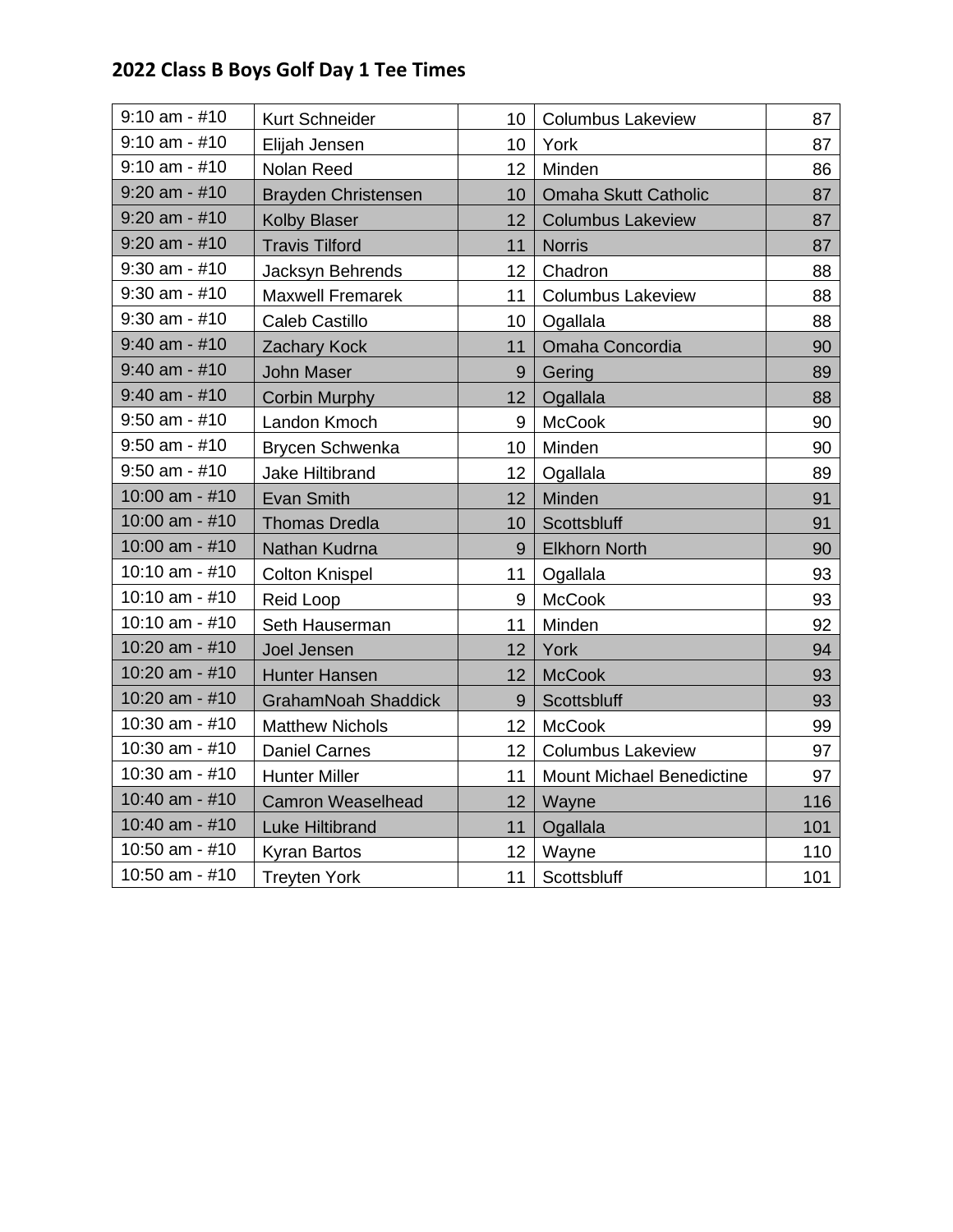## 2022 Class B Boys Golf Day 1 Tee Times

| | | | | |
|---|---|---|---|---|
| 9:10 am - #10 | Kurt Schneider | 10 | Columbus Lakeview | 87 |
| 9:10 am - #10 | Elijah Jensen | 10 | York | 87 |
| 9:10 am - #10 | Nolan Reed | 12 | Minden | 86 |
| 9:20 am - #10 | Brayden Christensen | 10 | Omaha Skutt Catholic | 87 |
| 9:20 am - #10 | Kolby Blaser | 12 | Columbus Lakeview | 87 |
| 9:20 am - #10 | Travis Tilford | 11 | Norris | 87 |
| 9:30 am - #10 | Jacksyn Behrends | 12 | Chadron | 88 |
| 9:30 am - #10 | Maxwell Fremarek | 11 | Columbus Lakeview | 88 |
| 9:30 am - #10 | Caleb Castillo | 10 | Ogallala | 88 |
| 9:40 am - #10 | Zachary Kock | 11 | Omaha Concordia | 90 |
| 9:40 am - #10 | John Maser | 9 | Gering | 89 |
| 9:40 am - #10 | Corbin Murphy | 12 | Ogallala | 88 |
| 9:50 am - #10 | Landon Kmoch | 9 | McCook | 90 |
| 9:50 am - #10 | Brycen Schwenka | 10 | Minden | 90 |
| 9:50 am - #10 | Jake Hiltibrand | 12 | Ogallala | 89 |
| 10:00 am - #10 | Evan Smith | 12 | Minden | 91 |
| 10:00 am - #10 | Thomas Dredla | 10 | Scottsbluff | 91 |
| 10:00 am - #10 | Nathan Kudrna | 9 | Elkhorn North | 90 |
| 10:10 am - #10 | Colton Knispel | 11 | Ogallala | 93 |
| 10:10 am - #10 | Reid Loop | 9 | McCook | 93 |
| 10:10 am - #10 | Seth Hauserman | 11 | Minden | 92 |
| 10:20 am - #10 | Joel Jensen | 12 | York | 94 |
| 10:20 am - #10 | Hunter Hansen | 12 | McCook | 93 |
| 10:20 am - #10 | GrahamNoah Shaddick | 9 | Scottsbluff | 93 |
| 10:30 am - #10 | Matthew Nichols | 12 | McCook | 99 |
| 10:30 am - #10 | Daniel Carnes | 12 | Columbus Lakeview | 97 |
| 10:30 am - #10 | Hunter Miller | 11 | Mount Michael Benedictine | 97 |
| 10:40 am - #10 | Camron Weaselhead | 12 | Wayne | 116 |
| 10:40 am - #10 | Luke Hiltibrand | 11 | Ogallala | 101 |
| 10:50 am - #10 | Kyran Bartos | 12 | Wayne | 110 |
| 10:50 am - #10 | Treyten York | 11 | Scottsbluff | 101 |